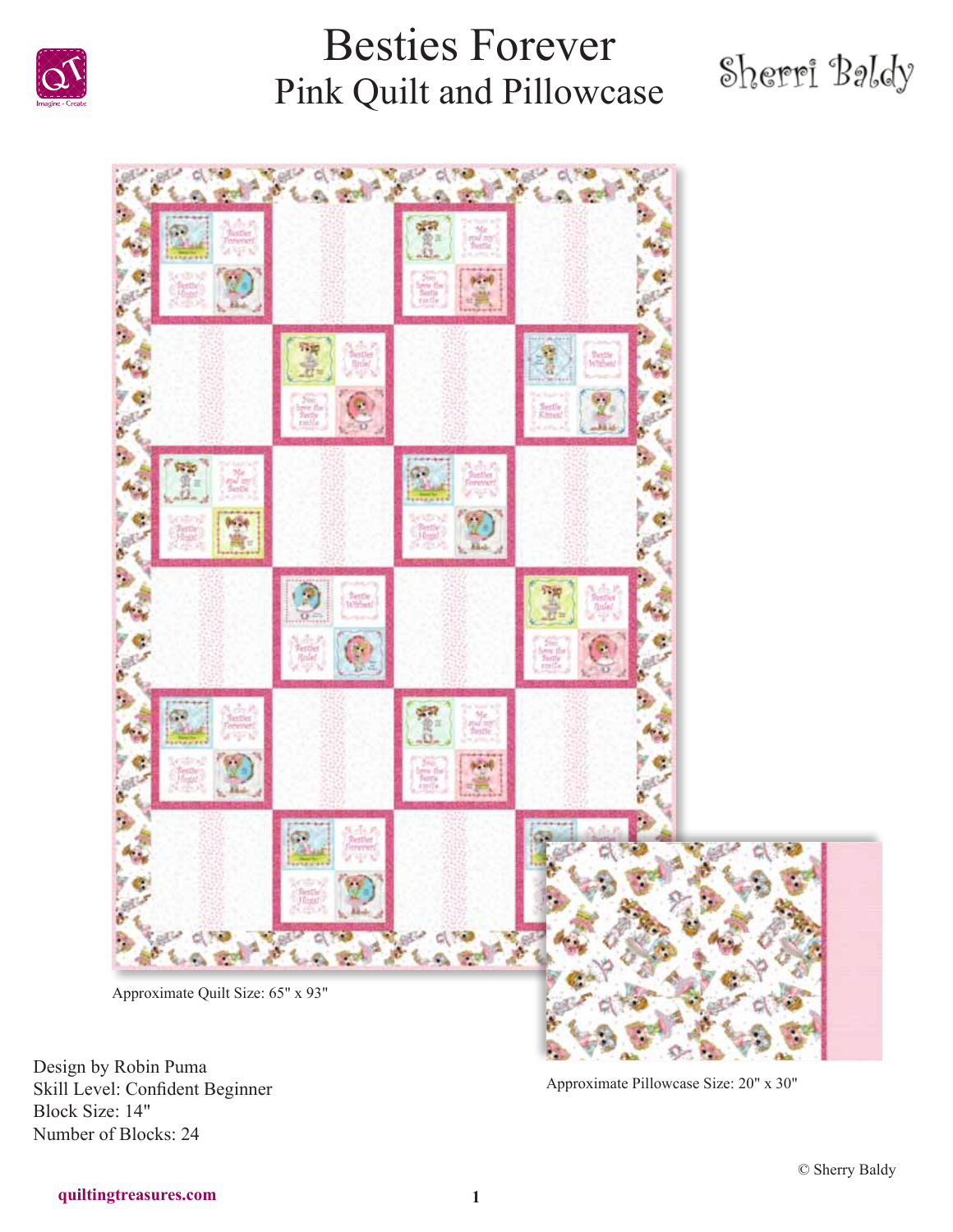# Besties Forever

## Pink Quilt and Pillowcase

Sherri Baldy

Approximate Quilt Size: 65" x 93"

Approximate Pillowcase Size: 20" x 30"

Design by Robin Puma
Skill Level: Confident Beginner
Block Size: 14"
Number of Blocks: 24

© Sherry Baldy

quiltingtreasures.com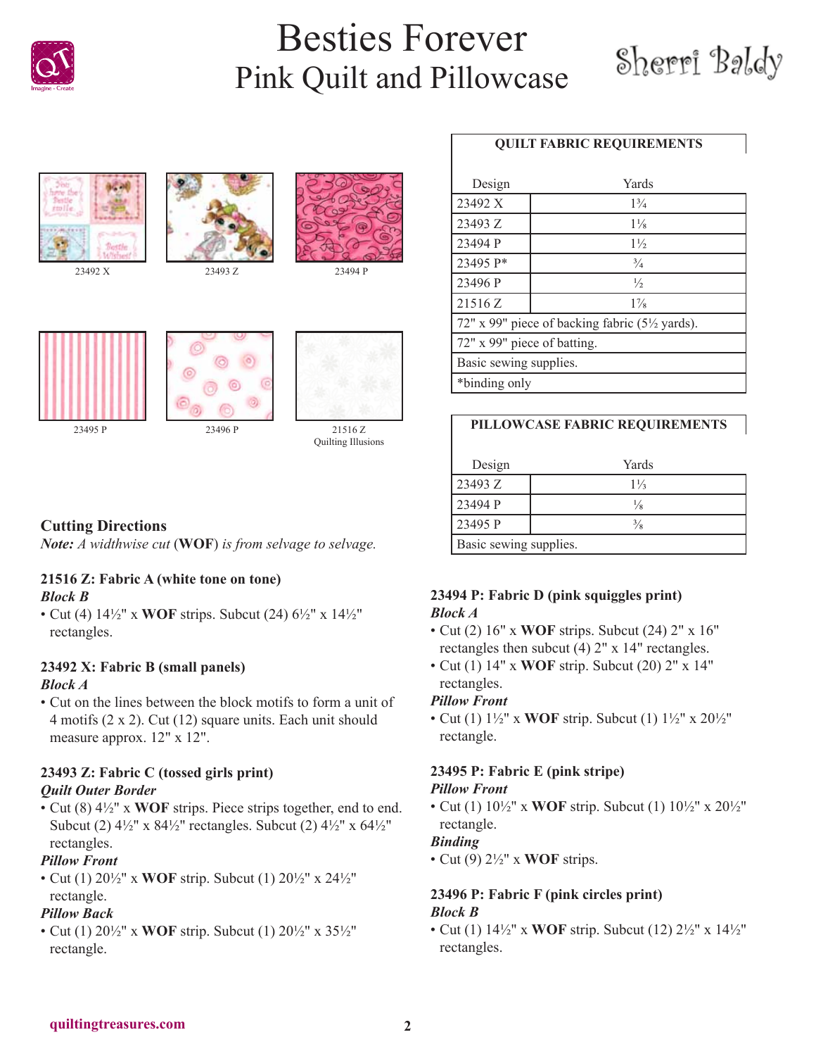# Besties Forever
## Pink Quilt and Pillowcase

Sherri Baldy

23492 X

23493 Z

23494 P

23495 P

23496 P

21516 Z
Quilting Illusions

| QUILT FABRIC REQUIREMENTS | |
|---|---|
| Design | Yards |
| 23492 X | 1¾ |
| 23493 Z | 1⅛ |
| 23494 P | 1½ |
| 23495 P* | ¾ |
| 23496 P | ½ |
| 21516 Z | 1⅞ |
| 72" x 99" piece of backing fabric (5½ yards). | |
| 72" x 99" piece of batting. | |
| Basic sewing supplies. | |
| *binding only | |

| PILLOWCASE FABRIC REQUIREMENTS | |
|---|---|
| Design | Yards |
| 23493 Z | 1⅓ |
| 23494 P | ⅛ |
| 23495 P | ⅜ |
| Basic sewing supplies. | |

## Cutting Directions

***Note:*** *A widthwise cut* (**WOF**) *is from selvage to selvage.*

### 21516 Z: Fabric A (white tone on tone)

***Block B***

- Cut (4) 14½" x **WOF** strips. Subcut (24) 6½" x 14½" rectangles.

### 23492 X: Fabric B (small panels)

***Block A***

- Cut on the lines between the block motifs to form a unit of 4 motifs (2 x 2). Cut (12) square units. Each unit should measure approx. 12" x 12".

### 23493 Z: Fabric C (tossed girls print)

***Quilt Outer Border***

- Cut (8) 4½" x **WOF** strips. Piece strips together, end to end. Subcut (2) 4½" x 84½" rectangles. Subcut (2) 4½" x 64½" rectangles.

***Pillow Front***

- Cut (1) 20½" x **WOF** strip. Subcut (1) 20½" x 24½" rectangle.

***Pillow Back***

- Cut (1) 20½" x **WOF** strip. Subcut (1) 20½" x 35½" rectangle.

### 23494 P: Fabric D (pink squiggles print)

***Block A***

- Cut (2) 16" x **WOF** strips. Subcut (24) 2" x 16" rectangles then subcut (4) 2" x 14" rectangles.
- Cut (1) 14" x **WOF** strip. Subcut (20) 2" x 14" rectangles.

***Pillow Front***

- Cut (1) 1½" x **WOF** strip. Subcut (1) 1½" x 20½" rectangle.

### 23495 P: Fabric E (pink stripe)

***Pillow Front***

- Cut (1) 10½" x **WOF** strip. Subcut (1) 10½" x 20½" rectangle.

***Binding***

- Cut (9) 2½" x **WOF** strips.

### 23496 P: Fabric F (pink circles print)

***Block B***

- Cut (1) 14½" x **WOF** strip. Subcut (12) 2½" x 14½" rectangles.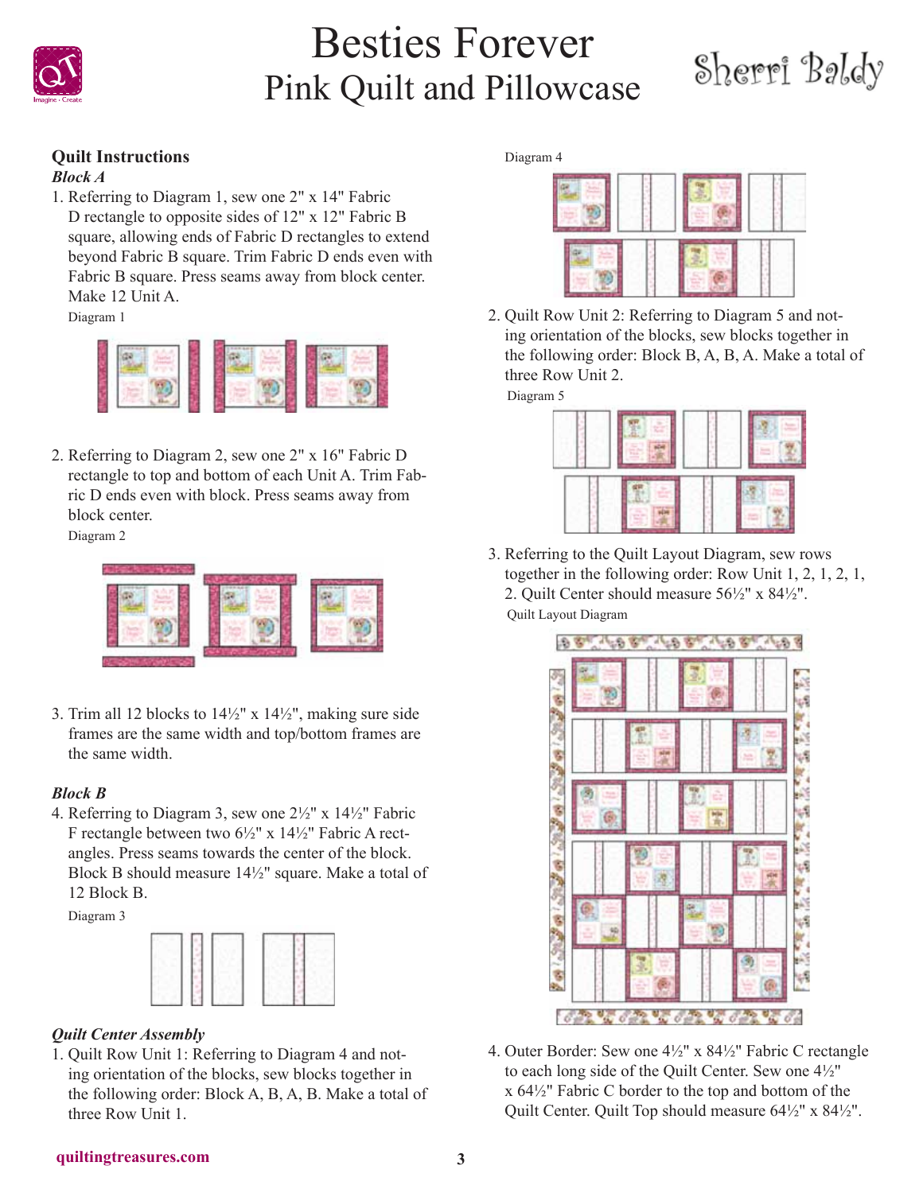# Besties Forever
## Pink Quilt and Pillowcase

### Quilt Instructions

***Block A***

1. Referring to Diagram 1, sew one 2" x 14" Fabric D rectangle to opposite sides of 12" x 12" Fabric B square, allowing ends of Fabric D rectangles to extend beyond Fabric B square. Trim Fabric D ends even with Fabric B square. Press seams away from block center. Make 12 Unit A.

Diagram 1

2. Referring to Diagram 2, sew one 2" x 16" Fabric D rectangle to top and bottom of each Unit A. Trim Fabric D ends even with block. Press seams away from block center.

Diagram 2

3. Trim all 12 blocks to 14½" x 14½", making sure side frames are the same width and top/bottom frames are the same width.

***Block B***

4. Referring to Diagram 3, sew one 2½" x 14½" Fabric F rectangle between two 6½" x 14½" Fabric A rectangles. Press seams towards the center of the block. Block B should measure 14½" square. Make a total of 12 Block B.

Diagram 3

***Quilt Center Assembly***

1. Quilt Row Unit 1: Referring to Diagram 4 and noting orientation of the blocks, sew blocks together in the following order: Block A, B, A, B. Make a total of three Row Unit 1.

Diagram 4

2. Quilt Row Unit 2: Referring to Diagram 5 and noting orientation of the blocks, sew blocks together in the following order: Block B, A, B, A. Make a total of three Row Unit 2.

Diagram 5

3. Referring to the Quilt Layout Diagram, sew rows together in the following order: Row Unit 1, 2, 1, 2, 1, 2. Quilt Center should measure 56½" x 84½".

Quilt Layout Diagram

4. Outer Border: Sew one 4½" x 84½" Fabric C rectangle to each long side of the Quilt Center. Sew one 4½" x 64½" Fabric C border to the top and bottom of the Quilt Center. Quilt Top should measure 64½" x 84½".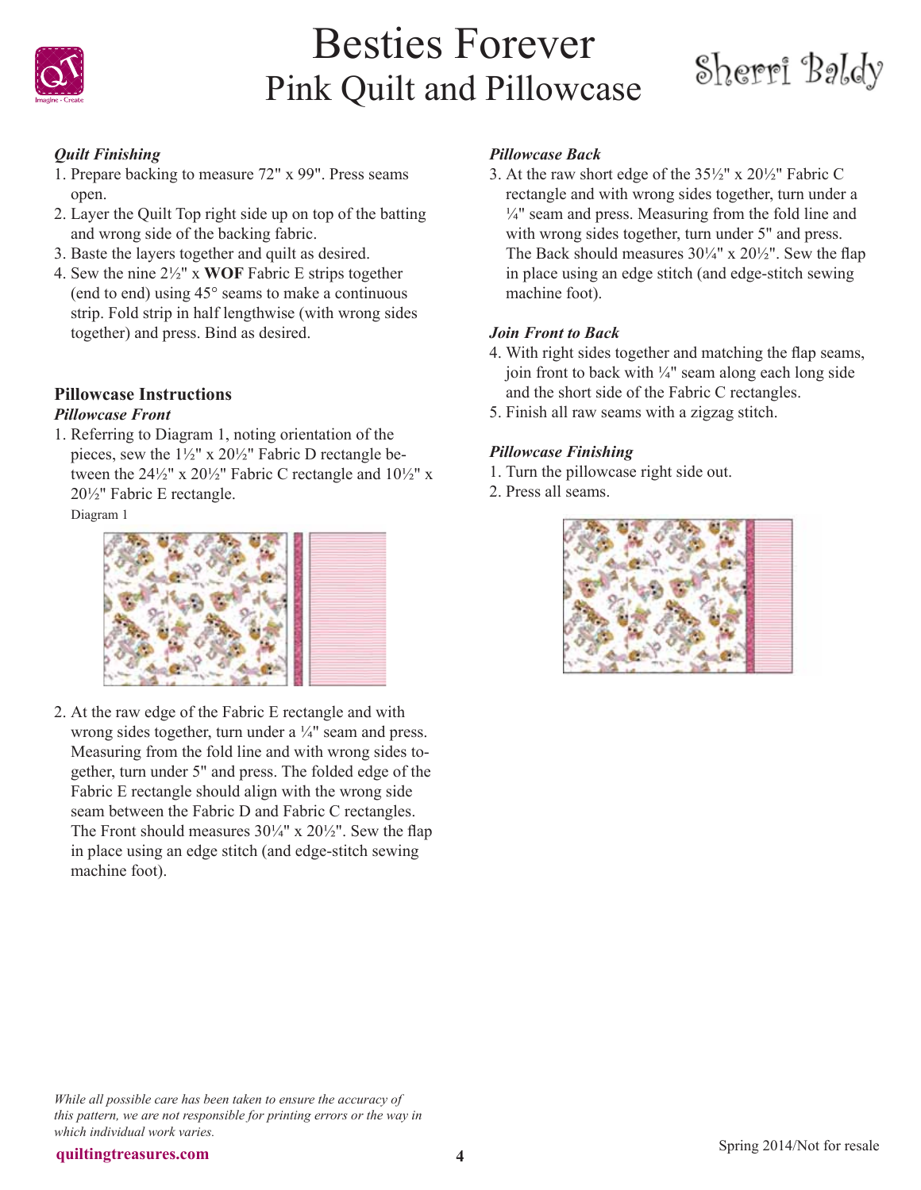### *Quilt Finishing*

1. Prepare backing to measure 72" x 99". Press seams open.
2. Layer the Quilt Top right side up on top of the batting and wrong side of the backing fabric.
3. Baste the layers together and quilt as desired.
4. Sew the nine 2½" x **WOF** Fabric E strips together (end to end) using 45° seams to make a continuous strip. Fold strip in half lengthwise (with wrong sides together) and press. Bind as desired.

## Pillowcase Instructions

### *Pillowcase Front*

1. Referring to Diagram 1, noting orientation of the pieces, sew the 1½" x 20½" Fabric D rectangle between the 24½" x 20½" Fabric C rectangle and 10½" x 20½" Fabric E rectangle.

Diagram 1

2. At the raw edge of the Fabric E rectangle and with wrong sides together, turn under a ¼" seam and press. Measuring from the fold line and with wrong sides together, turn under 5" and press. The folded edge of the Fabric E rectangle should align with the wrong side seam between the Fabric D and Fabric C rectangles. The Front should measures 30¼" x 20½". Sew the flap in place using an edge stitch (and edge-stitch sewing machine foot).

### *Pillowcase Back*

3. At the raw short edge of the 35½" x 20½" Fabric C rectangle and with wrong sides together, turn under a ¼" seam and press. Measuring from the fold line and with wrong sides together, turn under 5" and press. The Back should measures 30¼" x 20½". Sew the flap in place using an edge stitch (and edge-stitch sewing machine foot).

### *Join Front to Back*

4. With right sides together and matching the flap seams, join front to back with ¼" seam along each long side and the short side of the Fabric C rectangles.
5. Finish all raw seams with a zigzag stitch.

### *Pillowcase Finishing*

1. Turn the pillowcase right side out.
2. Press all seams.

*While all possible care has been taken to ensure the accuracy of this pattern, we are not responsible for printing errors or the way in which individual work varies.*